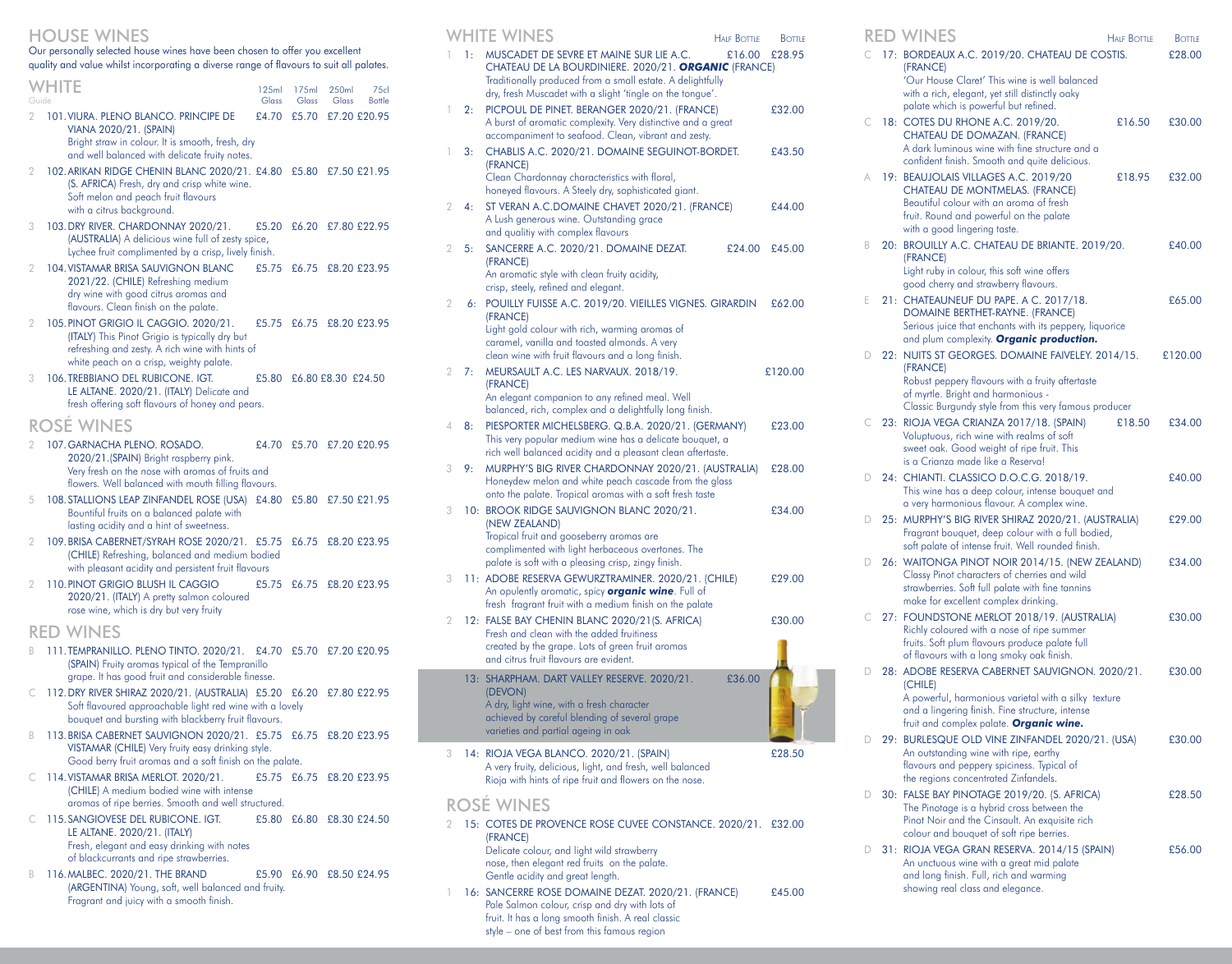# HOUSE WINES

Our personally selected house wines have been chosen to offer you excellent quality and value whilst incorporating a diverse range of flavours to suit all palates.

## WHITE

| Guide | | 125ml Glass | 175ml Glass | 250ml Glass | 75cl Bottle |
|---|---|---|---|---|---|
| 2 | 101. VIURA. PLENO BLANCO. PRINCIPE DE VIANA 2020/21. (SPAIN) Bright straw in colour. It is smooth, fresh, dry and well balanced with delicate fruity notes. | £4.70 | £5.70 | £7.20 | £20.95 |
| 2 | 102. ARIKAN RIDGE CHENIN BLANC 2020/21. (S. AFRICA) Fresh, dry and crisp white wine. Soft melon and peach fruit flavours with a citrus background. | £4.80 | £5.80 | £7.50 | £21.95 |
| 3 | 103. DRY RIVER. CHARDONNAY 2020/21. (AUSTRALIA) A delicious wine full of zesty spice, Lychee fruit complimented by a crisp, lively finish. | £5.20 | £6.20 | £7.80 | £22.95 |
| 2 | 104. VISTAMAR BRISA SAUVIGNON BLANC 2021/22. (CHILE) Refreshing medium dry wine with good citrus aromas and flavours. Clean finish on the palate. | £5.75 | £6.75 | £8.20 | £23.95 |
| 2 | 105. PINOT GRIGIO IL CAGGIO. 2020/21. (ITALY) This Pinot Grigio is typically dry but refreshing and zesty. A rich wine with hints of white peach on a crisp, weighty palate. | £5.75 | £6.75 | £8.20 | £23.95 |
| 3 | 106. TREBBIANO DEL RUBICONE. IGT. LE ALTANE. 2020/21. (ITALY) Delicate and fresh offering soft flavours of honey and pears. | £5.80 | £6.80 | £8.30 | £24.50 |

## ROSÉ WINES

| Guide | | 125ml Glass | 175ml Glass | 250ml Glass | 75cl Bottle |
|---|---|---|---|---|---|
| 2 | 107. GARNACHA PLENO. ROSADO. 2020/21.(SPAIN) Bright raspberry pink. Very fresh on the nose with aromas of fruits and flowers. Well balanced with mouth filling flavours. | £4.70 | £5.70 | £7.20 | £20.95 |
| 5 | 108. STALLIONS LEAP ZINFANDEL ROSE (USA) Bountiful fruits on a balanced palate with lasting acidity and a hint of sweetness. | £4.80 | £5.80 | £7.50 | £21.95 |
| 2 | 109. BRISA CABERNET/SYRAH ROSE 2020/21. (CHILE) Refreshing, balanced and medium bodied with pleasant acidity and persistent fruit flavours | £5.75 | £6.75 | £8.20 | £23.95 |
| 2 | 110. PINOT GRIGIO BLUSH IL CAGGIO 2020/21. (ITALY) A pretty salmon coloured rose wine, which is dry but very fruity | £5.75 | £6.75 | £8.20 | £23.95 |

## RED WINES

| Guide | | 125ml Glass | 175ml Glass | 250ml Glass | 75cl Bottle |
|---|---|---|---|---|---|
| B | 111. TEMPRANILLO. PLENO TINTO. 2020/21. (SPAIN) Fruity aromas typical of the Tempranillo grape. It has good fruit and considerable finesse. | £4.70 | £5.70 | £7.20 | £20.95 |
| C | 112. DRY RIVER SHIRAZ 2020/21. (AUSTRALIA) Soft flavoured approachable light red wine with a lovely bouquet and bursting with blackberry fruit flavours. | £5.20 | £6.20 | £7.80 | £22.95 |
| B | 113. BRISA CABERNET SAUVIGNON 2020/21. VISTAMAR (CHILE) Very fruity easy drinking style. Good berry fruit aromas and a soft finish on the palate. | £5.75 | £6.75 | £8.20 | £23.95 |
| C | 114. VISTAMAR BRISA MERLOT. 2020/21. (CHILE) A medium bodied wine with intense aromas of ripe berries. Smooth and well structured. | £5.75 | £6.75 | £8.20 | £23.95 |
| C | 115. SANGIOVESE DEL RUBICONE. IGT. LE ALTANE. 2020/21. (ITALY) Fresh, elegant and easy drinking with notes of blackcurrants and ripe strawberries. | £5.80 | £6.80 | £8.30 | £24.50 |
| B | 116. MALBEC. 2020/21. THE BRAND (ARGENTINA) Young, soft, well balanced and fruity. Fragrant and juicy with a smooth finish. | £5.90 | £6.90 | £8.50 | £24.95 |

# WHITE WINES

| Guide | | Half Bottle | Bottle |
|---|---|---|---|
| 1 | 1: MUSCADET DE SEVRE ET MAINE SUR LIE A.C. CHATEAU DE LA BOURDINIERE. 2020/21. ***ORGANIC*** (FRANCE) Traditionally produced from a small estate. A delightfully dry, fresh Muscadet with a slight 'tingle on the tongue'. | £16.00 | £28.95 |
| 1 | 2: PICPOUL DE PINET. BERANGER 2020/21. (FRANCE) A burst of aromatic complexity. Very distinctive and a great accompaniment to seafood. Clean, vibrant and zesty. | | £32.00 |
| 1 | 3: CHABLIS A.C. 2020/21. DOMAINE SEGUINOT-BORDET. (FRANCE) Clean Chardonnay characteristics with floral, honeyed flavours. A Steely dry, sophisticated giant. | | £43.50 |
| 2 | 4: ST VERAN A.C.DOMAINE CHAVET 2020/21. (FRANCE) A Lush generous wine. Outstanding grace and qualitiy with complex flavours | | £44.00 |
| 2 | 5: SANCERRE A.C. 2020/21. DOMAINE DEZAT. (FRANCE) An aromatic style with clean fruity acidity, crisp, steely, refined and elegant. | £24.00 | £45.00 |
| 2 | 6: POUILLY FUISSE A.C. 2019/20. VIEILLES VIGNES. GIRARDIN (FRANCE) Light gold colour with rich, warming aromas of caramel, vanilla and toasted almonds. A very clean wine with fruit flavours and a long finish. | | £62.00 |
| 2 | 7: MEURSAULT A.C. LES NARVAUX. 2018/19. (FRANCE) An elegant companion to any refined meal. Well balanced, rich, complex and a delightfully long finish. | | £120.00 |
| 4 | 8: PIESPORTER MICHELSBERG. Q.B.A. 2020/21. (GERMANY) This very popular medium wine has a delicate bouquet, a rich well balanced acidity and a pleasant clean aftertaste. | | £23.00 |
| 3 | 9: MURPHY'S BIG RIVER CHARDONNAY 2020/21. (AUSTRALIA) Honeydew melon and white peach cascade from the glass onto the palate. Tropical aromas with a soft fresh taste | | £28.00 |
| 3 | 10: BROOK RIDGE SAUVIGNON BLANC 2020/21. (NEW ZEALAND) Tropical fruit and gooseberry aromas are complimented with light herbaceous overtones. The palate is soft with a pleasing crisp, zingy finish. | | £34.00 |
| 3 | 11: ADOBE RESERVA GEWURZTRAMINER. 2020/21. (CHILE) An opulently aromatic, spicy ***organic wine***. Full of fresh fragrant fruit with a medium finish on the palate | | £29.00 |
| 2 | 12: FALSE BAY CHENIN BLANC 2020/21(S. AFRICA) Fresh and clean with the added fruitiness created by the grape. Lots of green fruit aromas and citrus fruit flavours are evident. | | £30.00 |
| | 13: SHARPHAM. DART VALLEY RESERVE. 2020/21. (DEVON) A dry, light wine, with a fresh character achieved by careful blending of several grape varieties and partial ageing in oak | | £36.00 |
| 3 | 14: RIOJA VEGA BLANCO. 2020/21. (SPAIN) A very fruity, delicious, light, and fresh, well balanced Rioja with hints of ripe fruit and flowers on the nose. | | £28.50 |

# ROSÉ WINES

| Guide | | Half Bottle | Bottle |
|---|---|---|---|
| 2 | 15: COTES DE PROVENCE ROSE CUVEE CONSTANCE. 2020/21. (FRANCE) Delicate colour, and light wild strawberry nose, then elegant red fruits on the palate. Gentle acidity and great length. | | £32.00 |
| 1 | 16: SANCERRE ROSE DOMAINE DEZAT. 2020/21. (FRANCE) Pale Salmon colour, crisp and dry with lots of fruit. It has a long smooth finish. A real classic style – one of best from this famous region | | £45.00 |

# RED WINES

| Guide | | Half Bottle | Bottle |
|---|---|---|---|
| C | 17: BORDEAUX A.C. 2019/20. CHATEAU DE COSTIS. (FRANCE) 'Our House Claret' This wine is well balanced with a rich, elegant, yet still distinctly oaky palate which is powerful but refined. | | £28.00 |
| C | 18: COTES DU RHONE A.C. 2019/20. CHATEAU DE DOMAZAN. (FRANCE) A dark luminous wine with fine structure and a confident finish. Smooth and quite delicious. | £16.50 | £30.00 |
| A | 19: BEAUJOLAIS VILLAGES A.C. 2019/20 CHATEAU DE MONTMELAS. (FRANCE) Beautiful colour with an aroma of fresh fruit. Round and powerful on the palate with a good lingering taste. | £18.95 | £32.00 |
| B | 20: BROUILLY A.C. CHATEAU DE BRIANTE. 2019/20. (FRANCE) Light ruby in colour, this soft wine offers good cherry and strawberry flavours. | | £40.00 |
| E | 21: CHATEAUNEUF DU PAPE. A C. 2017/18. DOMAINE BERTHET-RAYNE. (FRANCE) Serious juice that enchants with its peppery, liquorice and plum complexity. ***Organic production.*** | | £65.00 |
| D | 22: NUITS ST GEORGES. DOMAINE FAIVELEY. 2014/15. (FRANCE) Robust peppery flavours with a fruity aftertaste of myrtle. Bright and harmonious - Classic Burgundy style from this very famous producer | | £120.00 |
| C | 23: RIOJA VEGA CRIANZA 2017/18. (SPAIN) Voluptuous, rich wine with realms of soft sweet oak. Good weight of ripe fruit. This is a Crianza made like a Reserva! | £18.50 | £34.00 |
| D | 24: CHIANTI. CLASSICO D.O.C.G. 2018/19. This wine has a deep colour, intense bouquet and a very harmonious flavour. A complex wine. | | £40.00 |
| D | 25: MURPHY'S BIG RIVER SHIRAZ 2020/21. (AUSTRALIA) Fragrant bouquet, deep colour with a full bodied, soft palate of intense fruit. Well rounded finish. | | £29.00 |
| D | 26: WAITONGA PINOT NOIR 2014/15. (NEW ZEALAND) Classy Pinot characters of cherries and wild strawberries. Soft full palate with fine tannins make for excellent complex drinking. | | £34.00 |
| C | 27: FOUNDSTONE MERLOT 2018/19. (AUSTRALIA) Richly coloured with a nose of ripe summer fruits. Soft plum flavours produce palate full of flavours with a long smoky oak finish. | | £30.00 |
| D | 28: ADOBE RESERVA CABERNET SAUVIGNON. 2020/21. (CHILE) A powerful, harmonious varietal with a silky texture and a lingering finish. Fine structure, intense fruit and complex palate. ***Organic wine.*** | | £30.00 |
| D | 29: BURLESQUE OLD VINE ZINFANDEL 2020/21. (USA) An outstanding wine with ripe, earthy flavours and peppery spiciness. Typical of the regions concentrated Zinfandels. | | £30.00 |
| D | 30: FALSE BAY PINOTAGE 2019/20. (S. AFRICA) The Pinotage is a hybrid cross between the Pinot Noir and the Cinsault. An exquisite rich colour and bouquet of soft ripe berries. | | £28.50 |
| D | 31: RIOJA VEGA GRAN RESERVA. 2014/15 (SPAIN) An unctuous wine with a great mid palate and long finish. Full, rich and warming showing real class and elegance. | | £56.00 |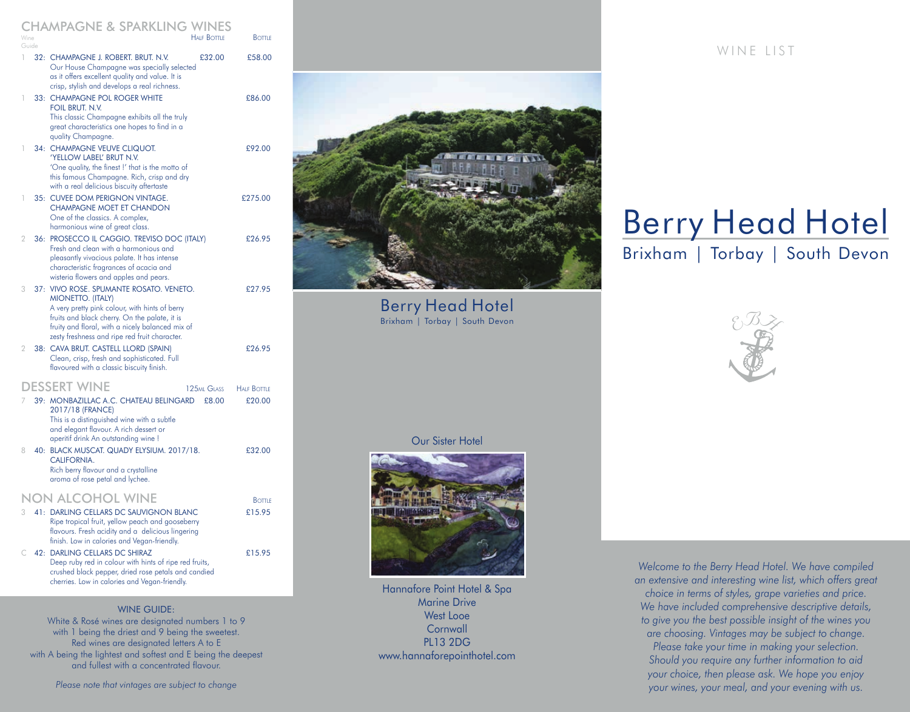## CHAMPAGNE & SPARKLING WINES

| Wine Guide | | Half Bottle | Bottle |
|---|---|---|---|
| 1 | 32: CHAMPAGNE J. ROBERT. BRUT. N.V. Our House Champagne was specially selected as it offers excellent quality and value. It is crisp, stylish and develops a real richness. | £32.00 | £58.00 |
| 1 | 33: CHAMPAGNE POL ROGER WHITE FOIL BRUT. N.V. This classic Champagne exhibits all the truly great characteristics one hopes to find in a quality Champagne. | | £86.00 |
| 1 | 34: CHAMPAGNE VEUVE CLIQUOT. 'YELLOW LABEL' BRUT N.V. 'One quality, the finest !' that is the motto of this famous Champagne. Rich, crisp and dry with a real delicious biscuity aftertaste | | £92.00 |
| 1 | 35: CUVEE DOM PERIGNON VINTAGE. CHAMPAGNE MOET ET CHANDON One of the classics. A complex, harmonious wine of great class. | | £275.00 |
| 2 | 36: PROSECCO IL CAGGIO. TREVISO DOC (ITALY) Fresh and clean with a harmonious and pleasantly vivacious palate. It has intense characteristic fragrances of acacia and wisteria flowers and apples and pears. | | £26.95 |
| 3 | 37: VIVO ROSE. SPUMANTE ROSATO. VENETO. MIONETTO. (ITALY) A very pretty pink colour, with hints of berry fruits and black cherry. On the palate, it is fruity and floral, with a nicely balanced mix of zesty freshness and ripe red fruit character. | | £27.95 |
| 2 | 38: CAVA BRUT. CASTELL LLORD (SPAIN) Clean, crisp, fresh and sophisticated. Full flavoured with a classic biscuity finish. | | £26.95 |

## DESSERT WINE

| | | 125ml Glass | Half Bottle |
|---|---|---|---|
| 7 | 39: MONBAZILLAC A.C. CHATEAU BELINGARD 2017/18 (FRANCE) This is a distinguished wine with a subtle and elegant flavour. A rich dessert or aperitif drink An outstanding wine ! | £8.00 | £20.00 |
| 8 | 40: BLACK MUSCAT. QUADY ELYSIUM. 2017/18. CALIFORNIA. Rich berry flavour and a crystalline aroma of rose petal and lychee. | | £32.00 |

## NON ALCOHOL WINE

| | | Bottle |
|---|---|---|
| 3 | 41: DARLING CELLARS DC SAUVIGNON BLANC Ripe tropical fruit, yellow peach and gooseberry flavours. Fresh acidity and a delicious lingering finish. Low in calories and Vegan-friendly. | £15.95 |
| C | 42: DARLING CELLARS DC SHIRAZ Deep ruby red in colour with hints of ripe red fruits, crushed black pepper, dried rose petals and candied cherries. Low in calories and Vegan-friendly. | £15.95 |

**WINE GUIDE:**

White & Rosé wines are designated numbers 1 to 9 with 1 being the driest and 9 being the sweetest.
Red wines are designated letters A to E with A being the lightest and softest and E being the deepest and fullest with a concentrated flavour.

*Please note that vintages are subject to change*

Berry Head Hotel
Brixham | Torbay | South Devon

Our Sister Hotel

Hannafore Point Hotel & Spa
Marine Drive
West Looe
Cornwall
PL13 2DG
www.hannaforepointhotel.com

WINE LIST

# Berry Head Hotel

Brixham | Torbay | South Devon

*Welcome to the Berry Head Hotel. We have compiled an extensive and interesting wine list, which offers great choice in terms of styles, grape varieties and price. We have included comprehensive descriptive details, to give you the best possible insight of the wines you are choosing. Vintages may be subject to change. Please take your time in making your selection. Should you require any further information to aid your choice, then please ask. We hope you enjoy your wines, your meal, and your evening with us.*